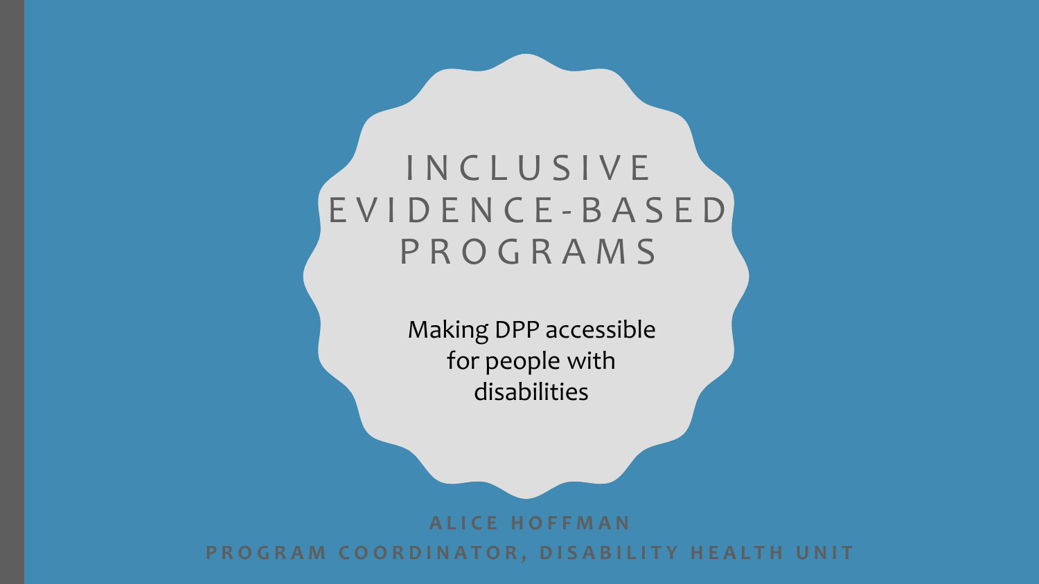# INCLUSIVE EVIDENCE-BASED PROGRAMS

Making DPP accessible for people with disabilities

**ALICE HOFFMAN**

**PROGRAM COORDINATOR, DISABILITY HEALTH UNIT**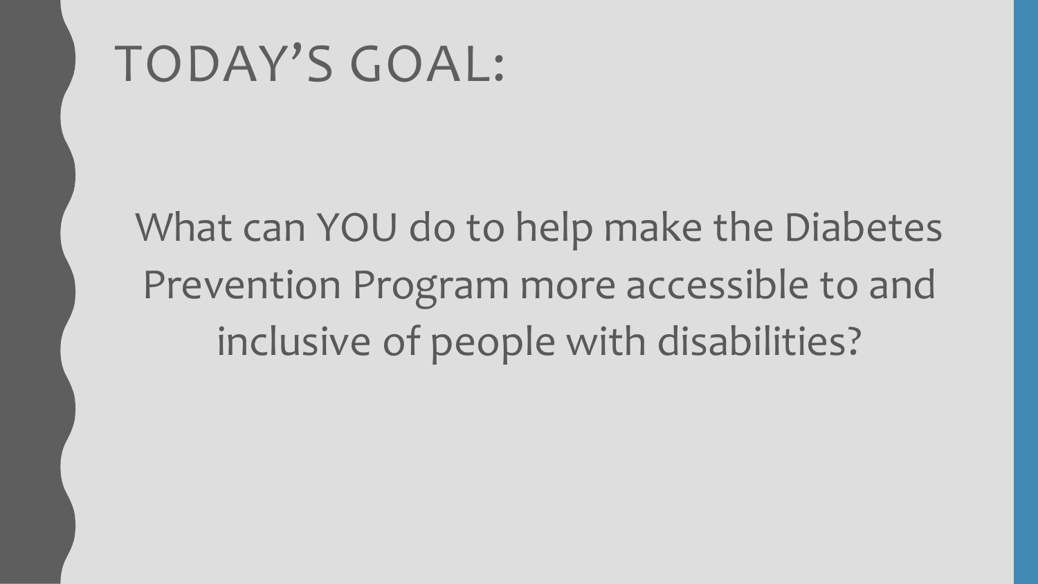# TODAY'S GOAL:

What can YOU do to help make the Diabetes Prevention Program more accessible to and inclusive of people with disabilities?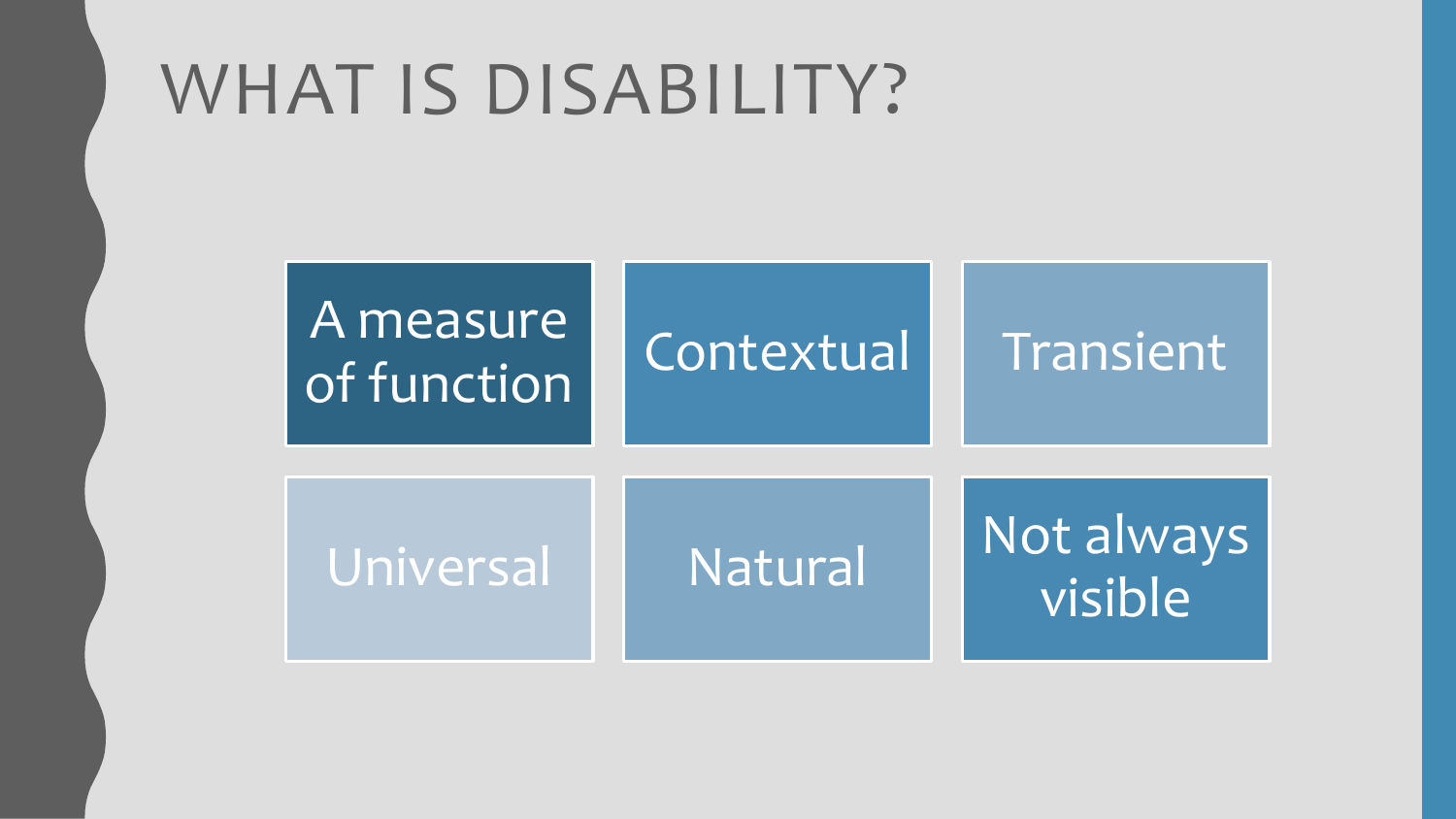# WHAT IS DISABILITY?

- A measure of function
- Contextual
- Transient
- Universal
- Natural
- Not always visible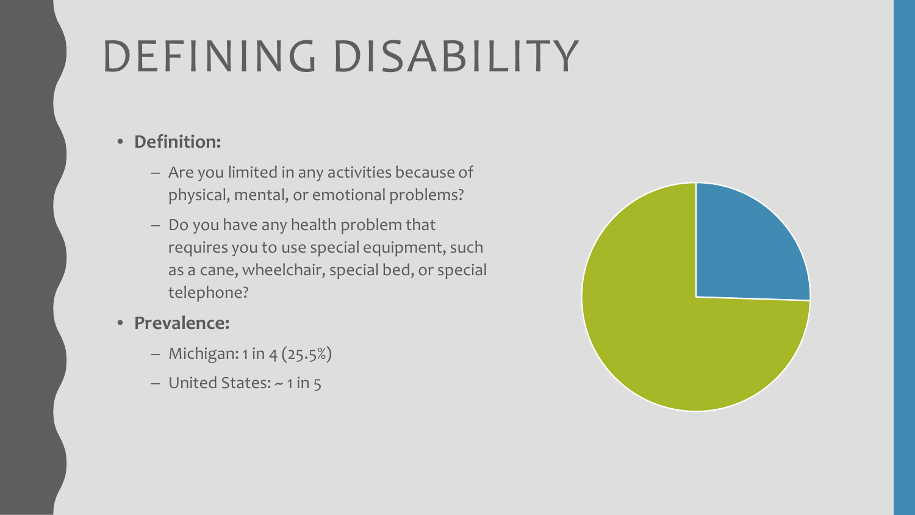# DEFINING DISABILITY

- **Definition:**
  - Are you limited in any activities because of physical, mental, or emotional problems?
  - Do you have any health problem that requires you to use special equipment, such as a cane, wheelchair, special bed, or special telephone?
- **Prevalence:**
  - Michigan: 1 in 4 (25.5%)
  - United States: ~ 1 in 5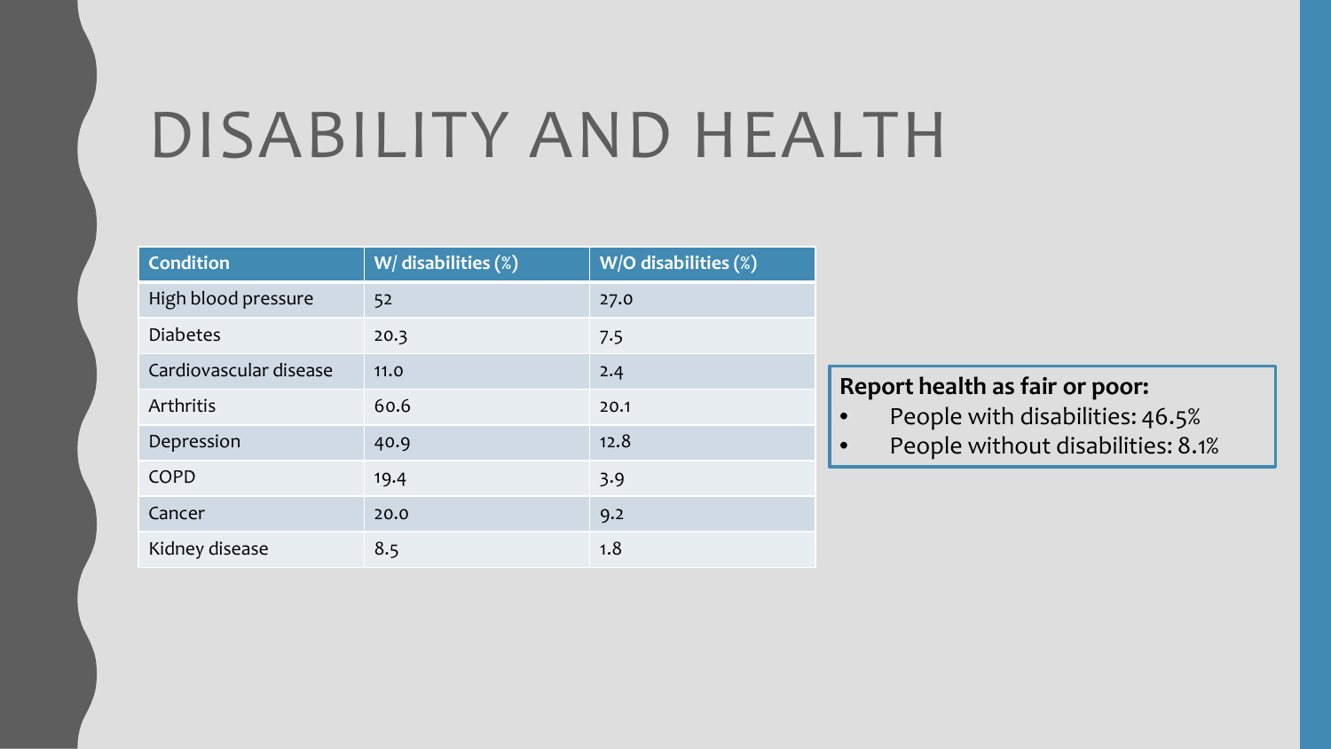# DISABILITY AND HEALTH

| Condition | W/ disabilities (%) | W/O disabilities (%) |
|---|---|---|
| High blood pressure | 52 | 27.0 |
| Diabetes | 20.3 | 7.5 |
| Cardiovascular disease | 11.0 | 2.4 |
| Arthritis | 60.6 | 20.1 |
| Depression | 40.9 | 12.8 |
| COPD | 19.4 | 3.9 |
| Cancer | 20.0 | 9.2 |
| Kidney disease | 8.5 | 1.8 |

**Report health as fair or poor:**

- People with disabilities: 46.5%
- People without disabilities: 8.1%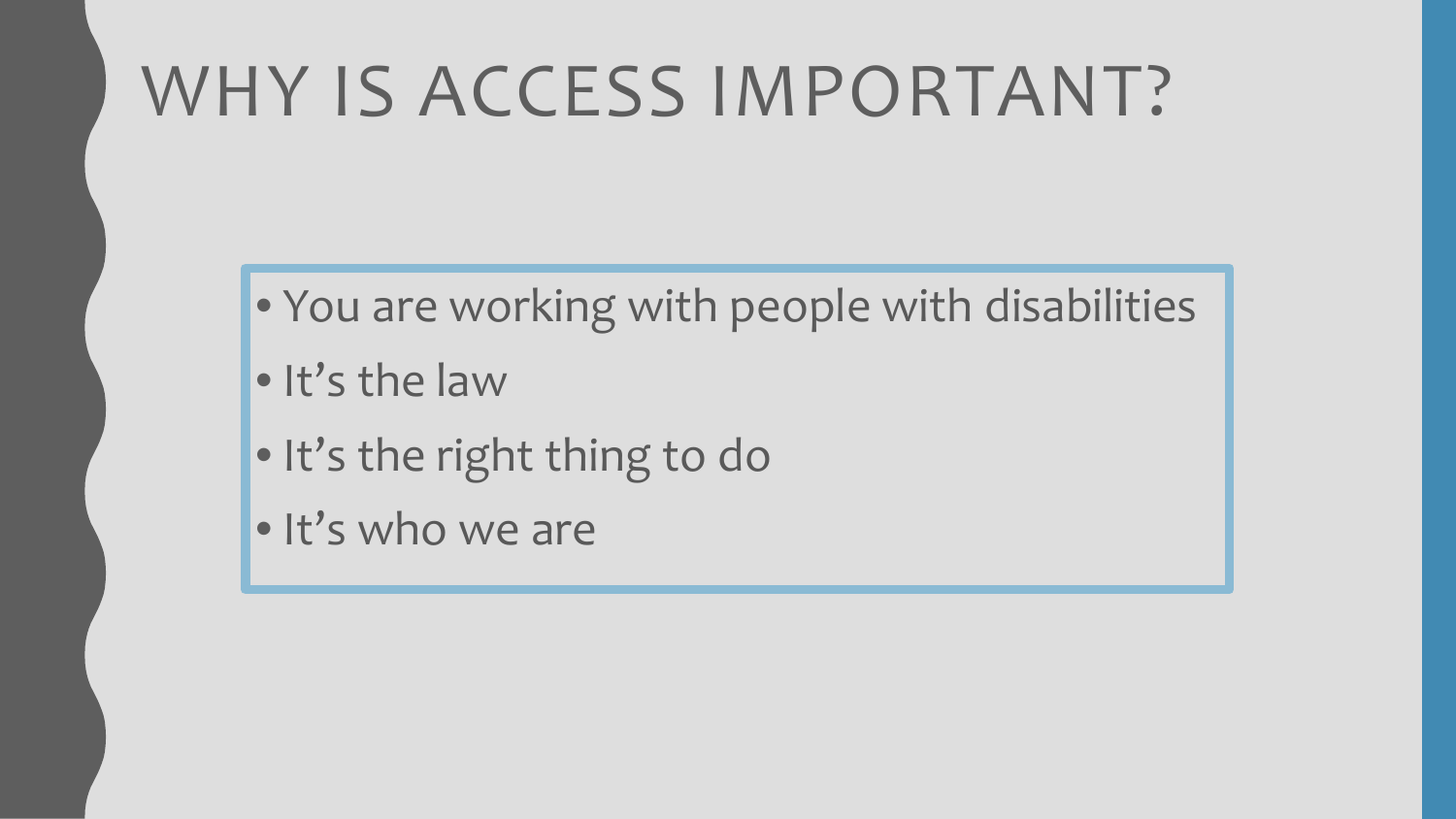# WHY IS ACCESS IMPORTANT?

- You are working with people with disabilities
- It's the law
- It's the right thing to do
- It's who we are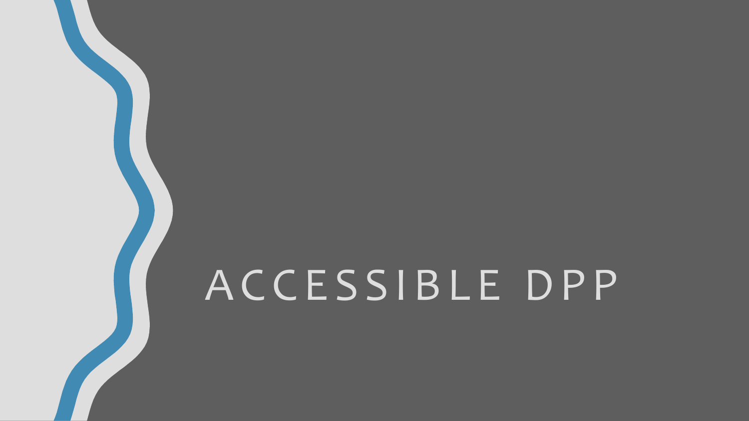# ACCESSIBLE DPP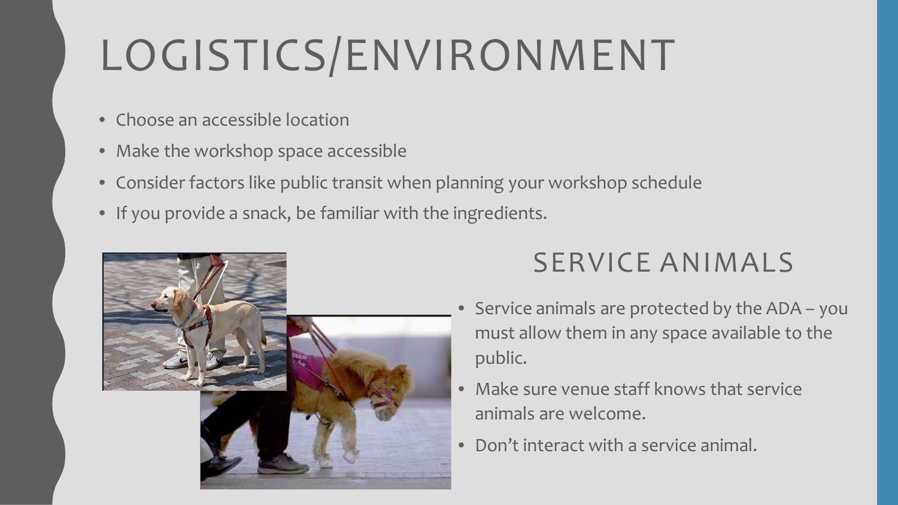# LOGISTICS/ENVIRONMENT

- Choose an accessible location
- Make the workshop space accessible
- Consider factors like public transit when planning your workshop schedule
- If you provide a snack, be familiar with the ingredients.

## SERVICE ANIMALS

- Service animals are protected by the ADA – you must allow them in any space available to the public.
- Make sure venue staff knows that service animals are welcome.
- Don't interact with a service animal.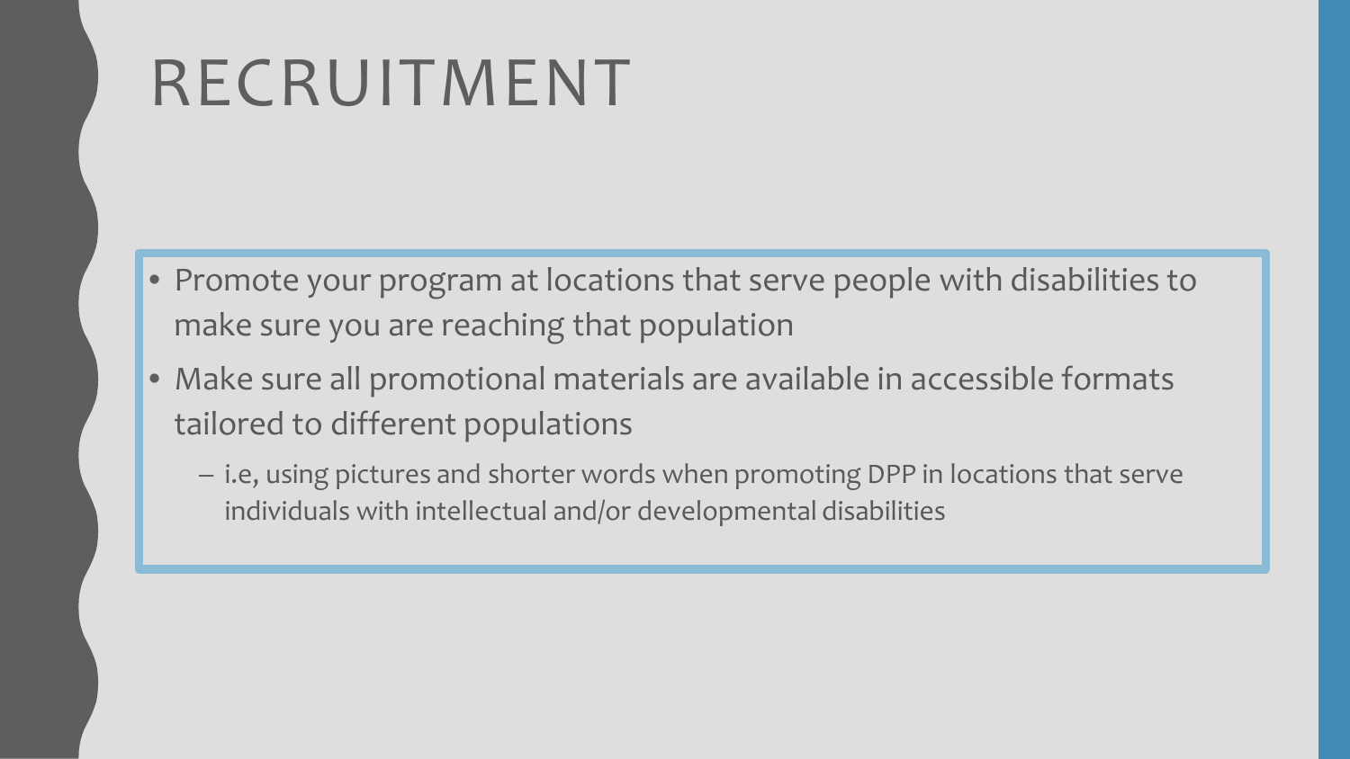# RECRUITMENT

- Promote your program at locations that serve people with disabilities to make sure you are reaching that population
- Make sure all promotional materials are available in accessible formats tailored to different populations
  - i.e, using pictures and shorter words when promoting DPP in locations that serve individuals with intellectual and/or developmental disabilities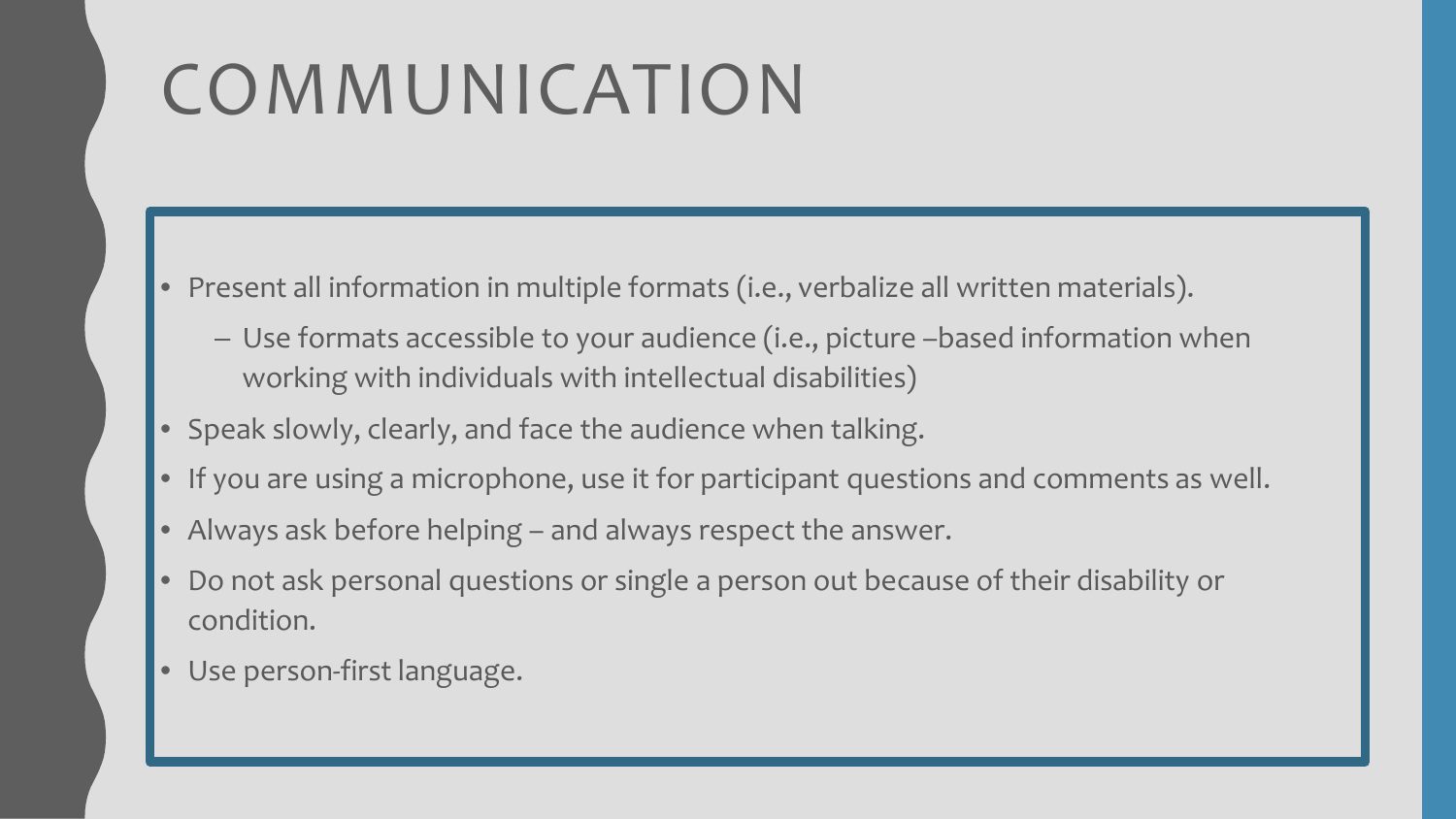# COMMUNICATION

- Present all information in multiple formats (i.e., verbalize all written materials).
  - Use formats accessible to your audience (i.e., picture –based information when working with individuals with intellectual disabilities)
- Speak slowly, clearly, and face the audience when talking.
- If you are using a microphone, use it for participant questions and comments as well.
- Always ask before helping – and always respect the answer.
- Do not ask personal questions or single a person out because of their disability or condition.
- Use person-first language.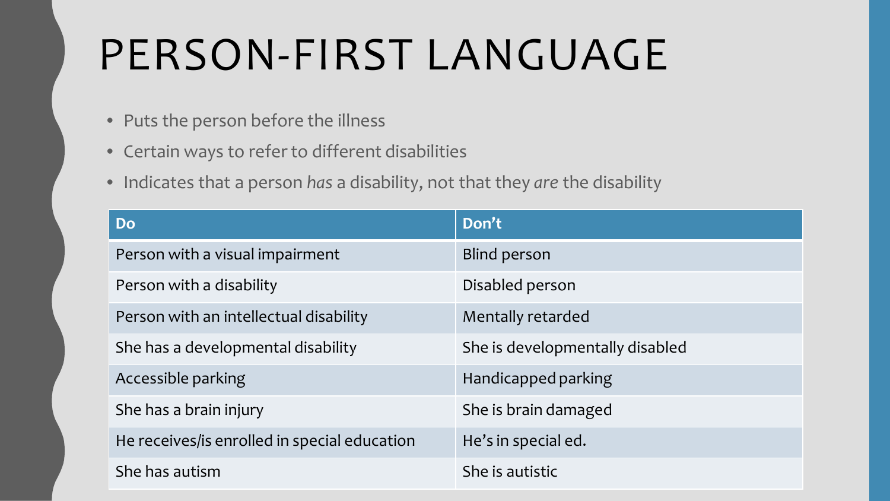# PERSON-FIRST LANGUAGE

- Puts the person before the illness
- Certain ways to refer to different disabilities
- Indicates that a person *has* a disability, not that they *are* the disability

| Do | Don't |
|---|---|
| Person with a visual impairment | Blind person |
| Person with a disability | Disabled person |
| Person with an intellectual disability | Mentally retarded |
| She has a developmental disability | She is developmentally disabled |
| Accessible parking | Handicapped parking |
| She has a brain injury | She is brain damaged |
| He receives/is enrolled in special education | He's in special ed. |
| She has autism | She is autistic |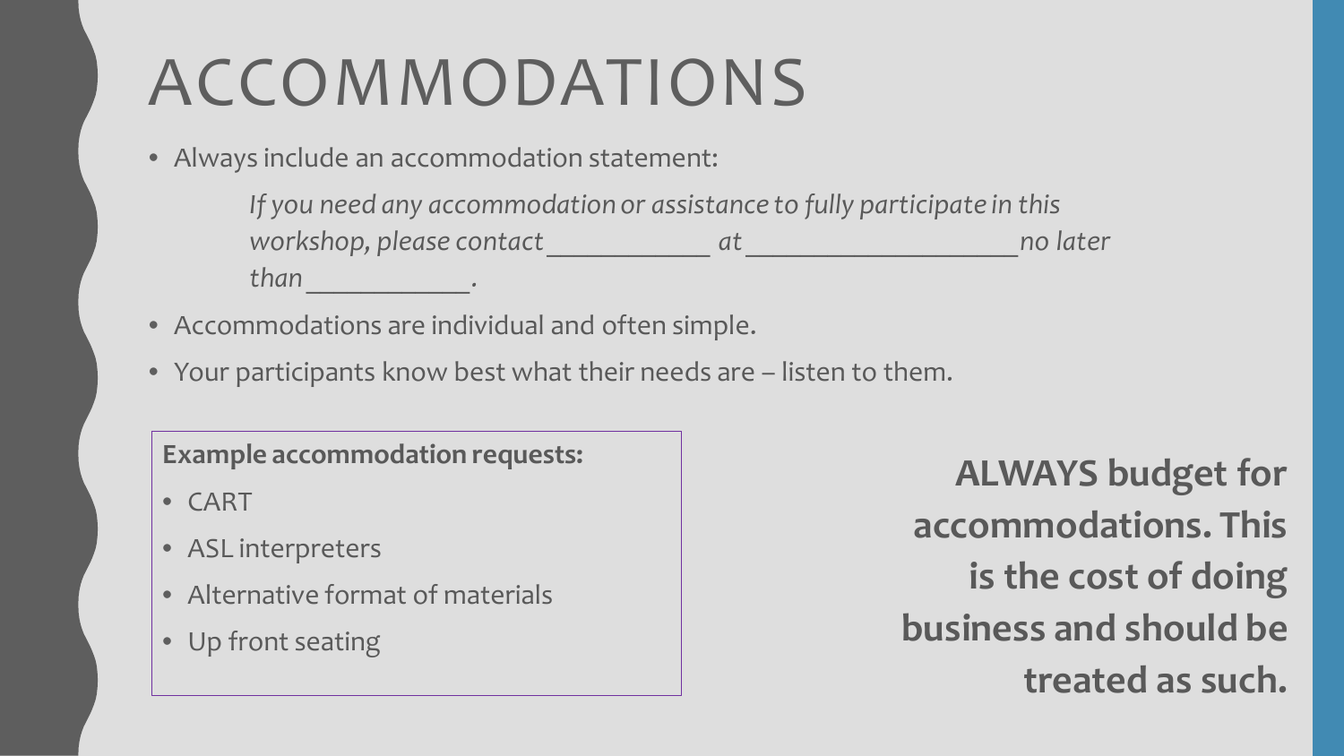# ACCOMMODATIONS

- Always include an accommodation statement:

  *If you need any accommodation or assistance to fully participate in this workshop, please contact ____________ at ____________________ no later than ____________.*

- Accommodations are individual and often simple.
- Your participants know best what their needs are – listen to them.

**Example accommodation requests:**

- CART
- ASL interpreters
- Alternative format of materials
- Up front seating

**ALWAYS budget for accommodations. This is the cost of doing business and should be treated as such.**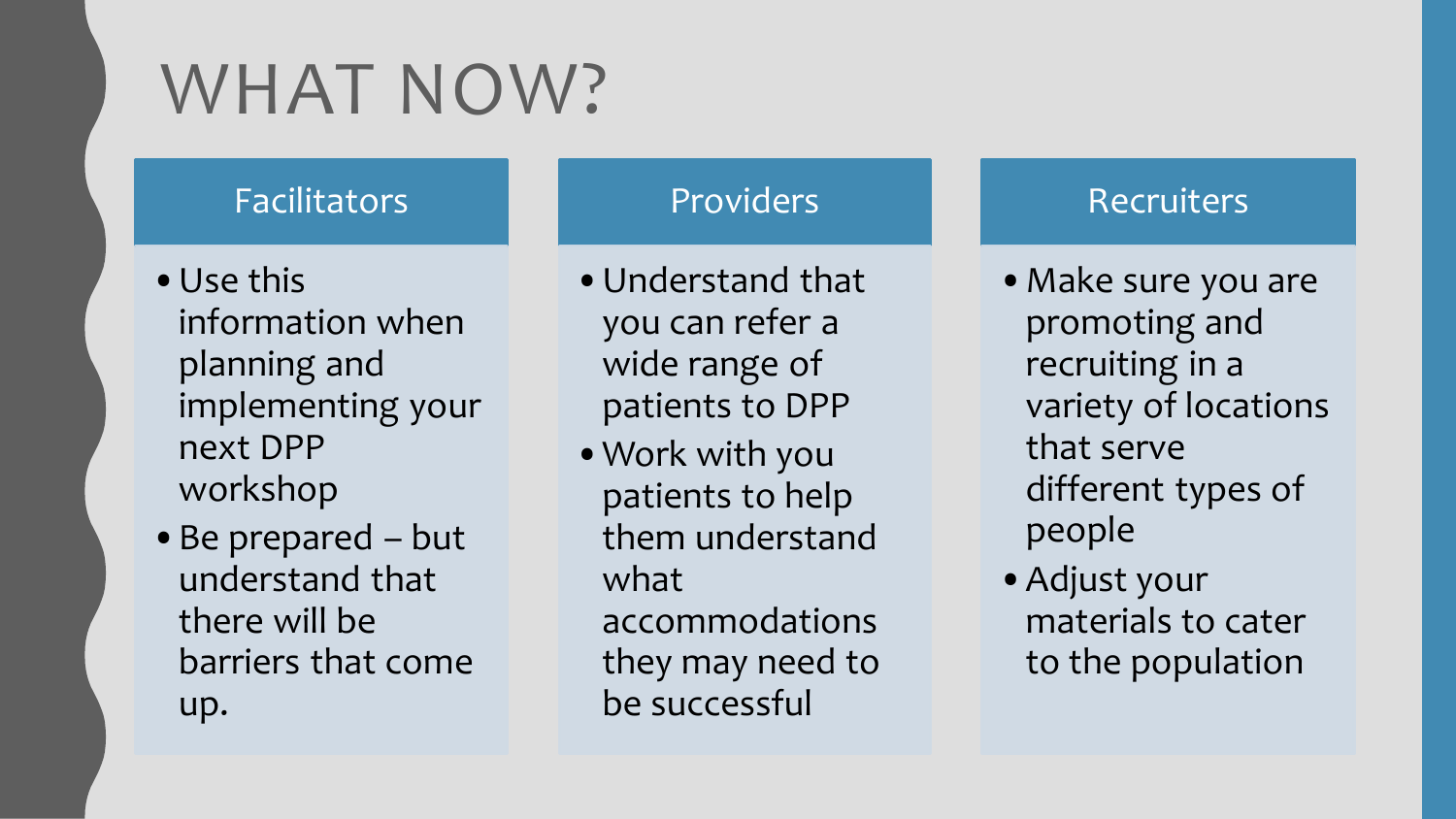# WHAT NOW?

## Facilitators

- Use this information when planning and implementing your next DPP workshop
- Be prepared – but understand that there will be barriers that come up.

## Providers

- Understand that you can refer a wide range of patients to DPP
- Work with you patients to help them understand what accommodations they may need to be successful

## Recruiters

- Make sure you are promoting and recruiting in a variety of locations that serve different types of people
- Adjust your materials to cater to the population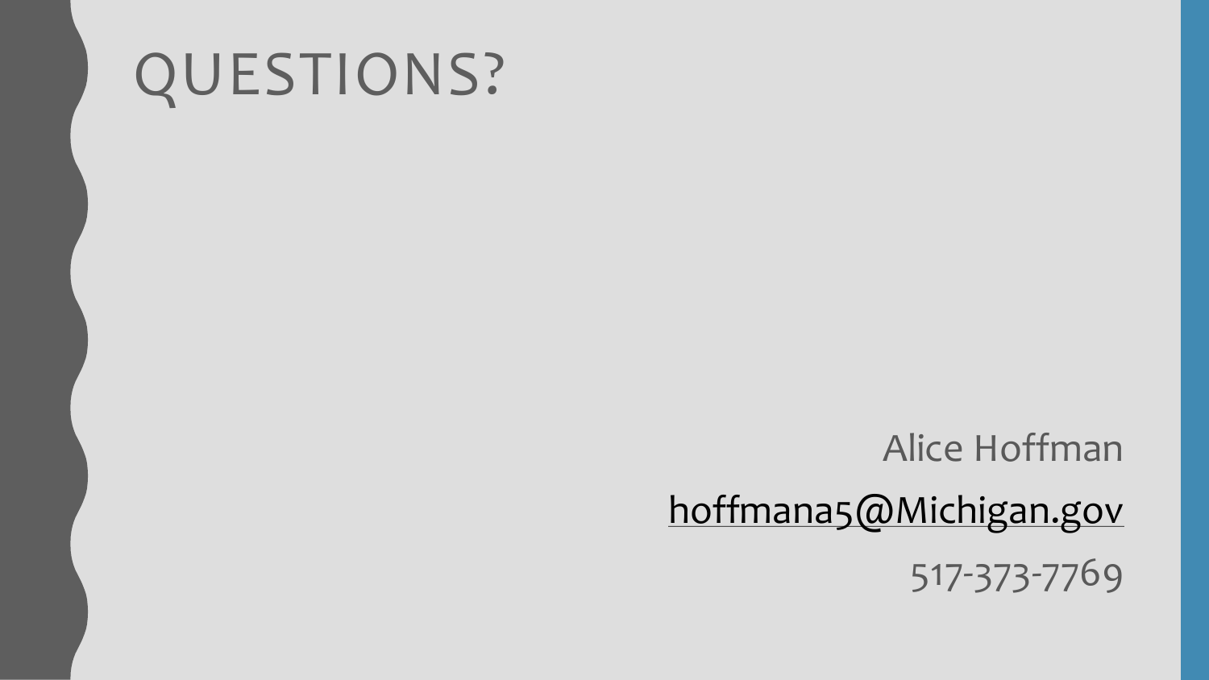# QUESTIONS?

Alice Hoffman

hoffmana5@Michigan.gov

517-373-7769